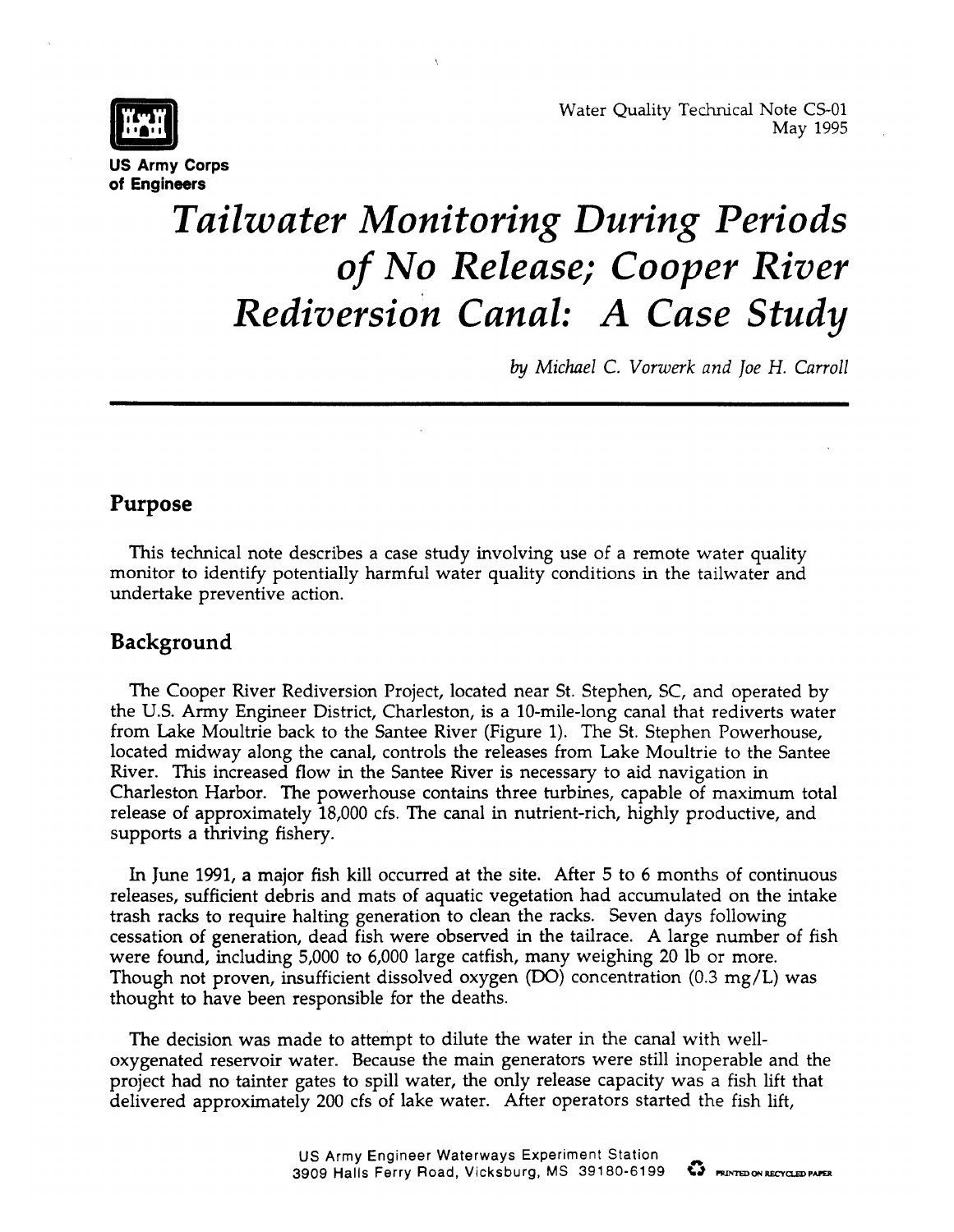US Army Corps of Engineers

Water Quality Technical Note CS-01
May 1995

# *Tailwater Monitoring During Periods of No Release; Cooper River Rediversion Canal: A Case Study*

*by Michael C. Vorwerk and Joe H. Carroll*

## Purpose

This technical note describes a case study involving use of a remote water quality monitor to identify potentially harmful water quality conditions in the tailwater and undertake preventive action.

## Background

The Cooper River Rediversion Project, located near St. Stephen, SC, and operated by the U.S. Army Engineer District, Charleston, is a 10-mile-long canal that rediverts water from Lake Moultrie back to the Santee River (Figure 1). The St. Stephen Powerhouse, located midway along the canal, controls the releases from Lake Moultrie to the Santee River. This increased flow in the Santee River is necessary to aid navigation in Charleston Harbor. The powerhouse contains three turbines, capable of maximum total release of approximately 18,000 cfs. The canal in nutrient-rich, highly productive, and supports a thriving fishery.

In June 1991, a major fish kill occurred at the site. After 5 to 6 months of continuous releases, sufficient debris and mats of aquatic vegetation had accumulated on the intake trash racks to require halting generation to clean the racks. Seven days following cessation of generation, dead fish were observed in the tailrace. A large number of fish were found, including 5,000 to 6,000 large catfish, many weighing 20 lb or more. Though not proven, insufficient dissolved oxygen (DO) concentration (0.3 mg/L) was thought to have been responsible for the deaths.

The decision was made to attempt to dilute the water in the canal with well-oxygenated reservoir water. Because the main generators were still inoperable and the project had no tainter gates to spill water, the only release capacity was a fish lift that delivered approximately 200 cfs of lake water. After operators started the fish lift,

US Army Engineer Waterways Experiment Station
3909 Halls Ferry Road, Vicksburg, MS 39180-6199

PRINTED ON RECYCLED PAPER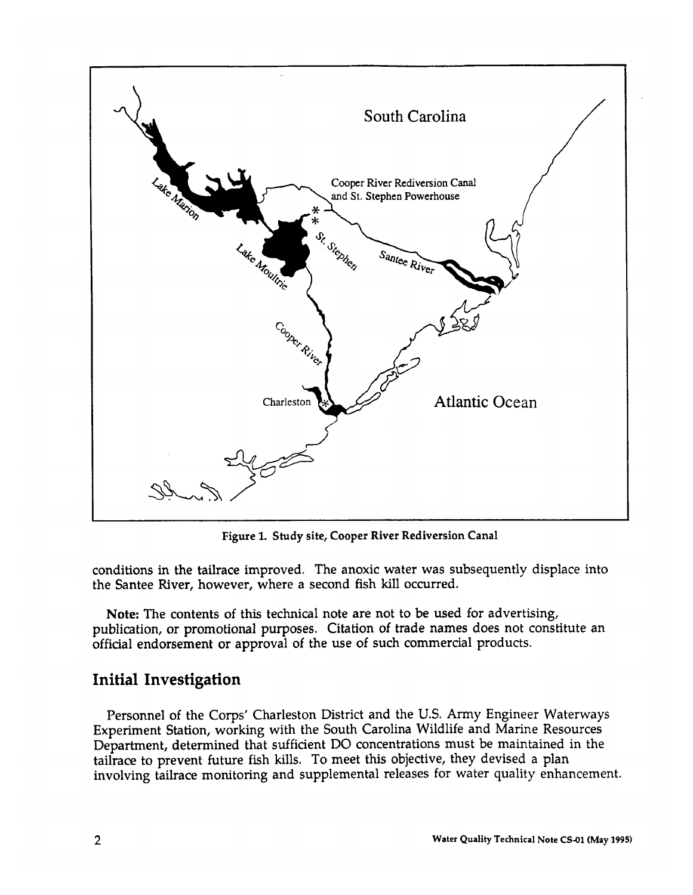Figure 1. Study site, Cooper River Rediversion Canal

conditions in the tailrace improved. The anoxic water was subsequently displace into the Santee River, however, where a second fish kill occurred.

**Note:** The contents of this technical note are not to be used for advertising, publication, or promotional purposes. Citation of trade names does not constitute an official endorsement or approval of the use of such commercial products.

## Initial Investigation

Personnel of the Corps' Charleston District and the U.S. Army Engineer Waterways Experiment Station, working with the South Carolina Wildlife and Marine Resources Department, determined that sufficient DO concentrations must be maintained in the tailrace to prevent future fish kills. To meet this objective, they devised a plan involving tailrace monitoring and supplemental releases for water quality enhancement.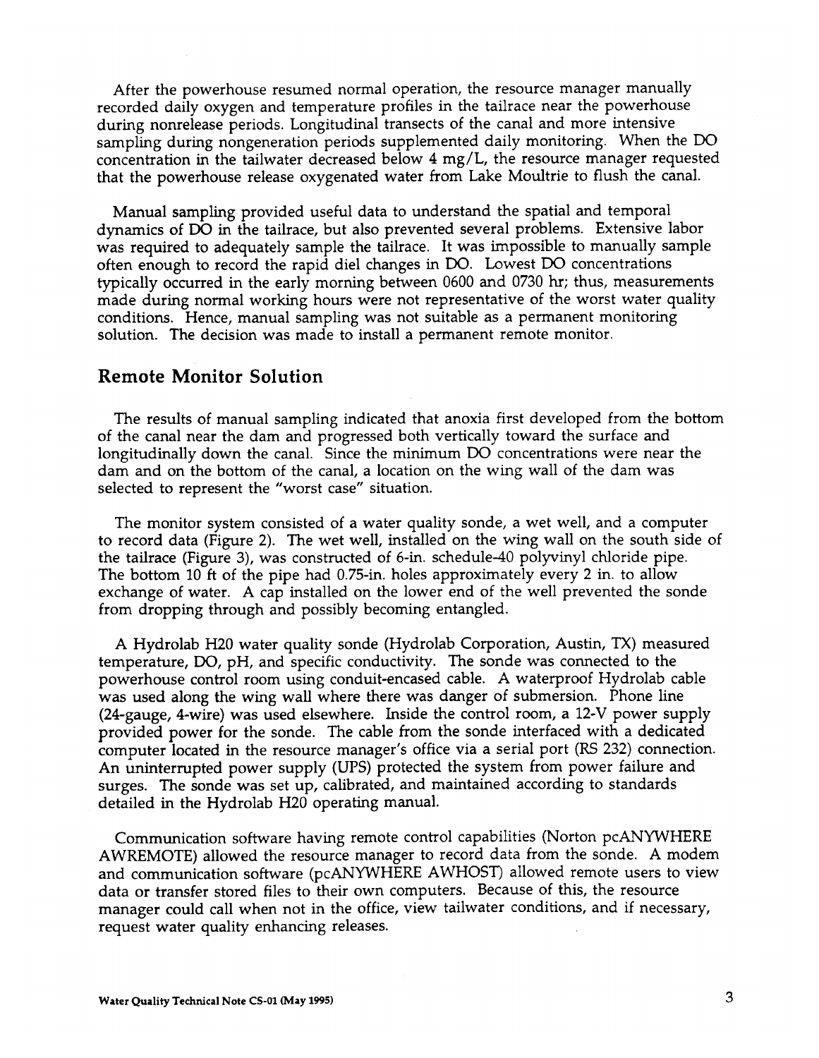After the powerhouse resumed normal operation, the resource manager manually recorded daily oxygen and temperature profiles in the tailrace near the powerhouse during nonrelease periods. Longitudinal transects of the canal and more intensive sampling during nongeneration periods supplemented daily monitoring. When the DO concentration in the tailwater decreased below 4 mg/L, the resource manager requested that the powerhouse release oxygenated water from Lake Moultrie to flush the canal.

Manual sampling provided useful data to understand the spatial and temporal dynamics of DO in the tailrace, but also prevented several problems. Extensive labor was required to adequately sample the tailrace. It was impossible to manually sample often enough to record the rapid diel changes in DO. Lowest DO concentrations typically occurred in the early morning between 0600 and 0730 hr; thus, measurements made during normal working hours were not representative of the worst water quality conditions. Hence, manual sampling was not suitable as a permanent monitoring solution. The decision was made to install a permanent remote monitor.

## Remote Monitor Solution

The results of manual sampling indicated that anoxia first developed from the bottom of the canal near the dam and progressed both vertically toward the surface and longitudinally down the canal. Since the minimum DO concentrations were near the dam and on the bottom of the canal, a location on the wing wall of the dam was selected to represent the "worst case" situation.

The monitor system consisted of a water quality sonde, a wet well, and a computer to record data (Figure 2). The wet well, installed on the wing wall on the south side of the tailrace (Figure 3), was constructed of 6-in. schedule-40 polyvinyl chloride pipe. The bottom 10 ft of the pipe had 0.75-in. holes approximately every 2 in. to allow exchange of water. A cap installed on the lower end of the well prevented the sonde from dropping through and possibly becoming entangled.

A Hydrolab H20 water quality sonde (Hydrolab Corporation, Austin, TX) measured temperature, DO, pH, and specific conductivity. The sonde was connected to the powerhouse control room using conduit-encased cable. A waterproof Hydrolab cable was used along the wing wall where there was danger of submersion. Phone line (24-gauge, 4-wire) was used elsewhere. Inside the control room, a 12-V power supply provided power for the sonde. The cable from the sonde interfaced with a dedicated computer located in the resource manager's office via a serial port (RS 232) connection. An uninterrupted power supply (UPS) protected the system from power failure and surges. The sonde was set up, calibrated, and maintained according to standards detailed in the Hydrolab H20 operating manual.

Communication software having remote control capabilities (Norton pcANYWHERE AWREMOTE) allowed the resource manager to record data from the sonde. A modem and communication software (pcANYWHERE AWHOST) allowed remote users to view data or transfer stored files to their own computers. Because of this, the resource manager could call when not in the office, view tailwater conditions, and if necessary, request water quality enhancing releases.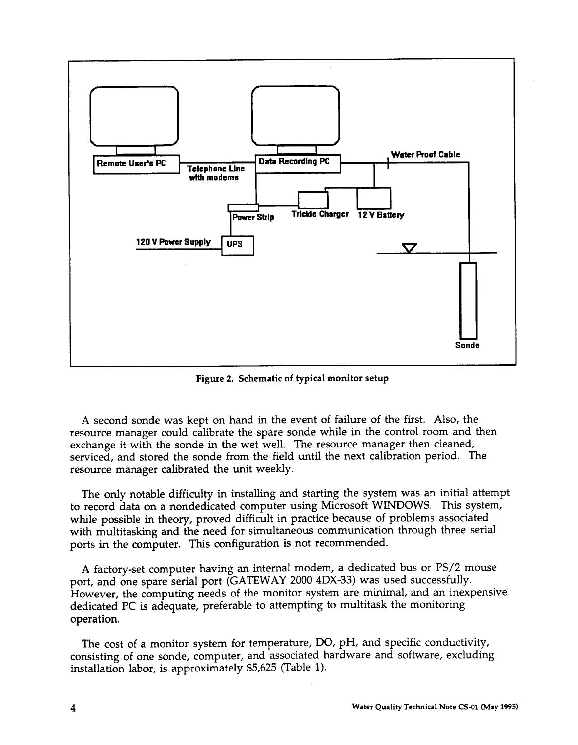Figure 2. Schematic of typical monitor setup

A second sonde was kept on hand in the event of failure of the first. Also, the resource manager could calibrate the spare sonde while in the control room and then exchange it with the sonde in the wet well. The resource manager then cleaned, serviced, and stored the sonde from the field until the next calibration period. The resource manager calibrated the unit weekly.

The only notable difficulty in installing and starting the system was an initial attempt to record data on a nondedicated computer using Microsoft WINDOWS. This system, while possible in theory, proved difficult in practice because of problems associated with multitasking and the need for simultaneous communication through three serial ports in the computer. This configuration is not recommended.

A factory-set computer having an internal modem, a dedicated bus or PS/2 mouse port, and one spare serial port (GATEWAY 2000 4DX-33) was used successfully. However, the computing needs of the monitor system are minimal, and an inexpensive dedicated PC is adequate, preferable to attempting to multitask the monitoring operation.

The cost of a monitor system for temperature, DO, pH, and specific conductivity, consisting of one sonde, computer, and associated hardware and software, excluding installation labor, is approximately $5,625 (Table 1).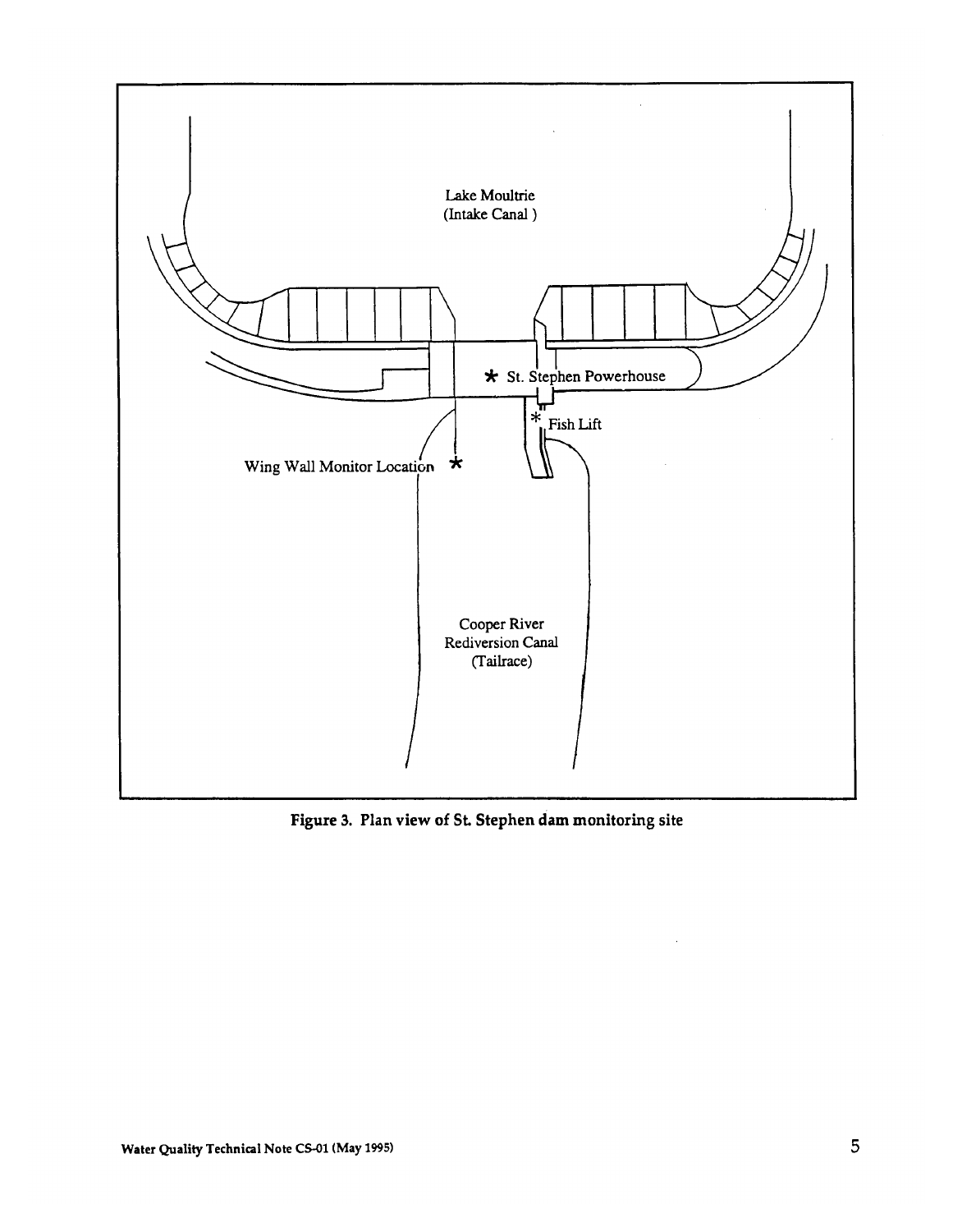Lake Moultrie
(Intake Canal)

* St. Stephen Powerhouse

* Fish Lift

Wing Wall Monitor Location *

Cooper River
Rediversion Canal
(Tailrace)

**Figure 3. Plan view of St. Stephen dam monitoring site**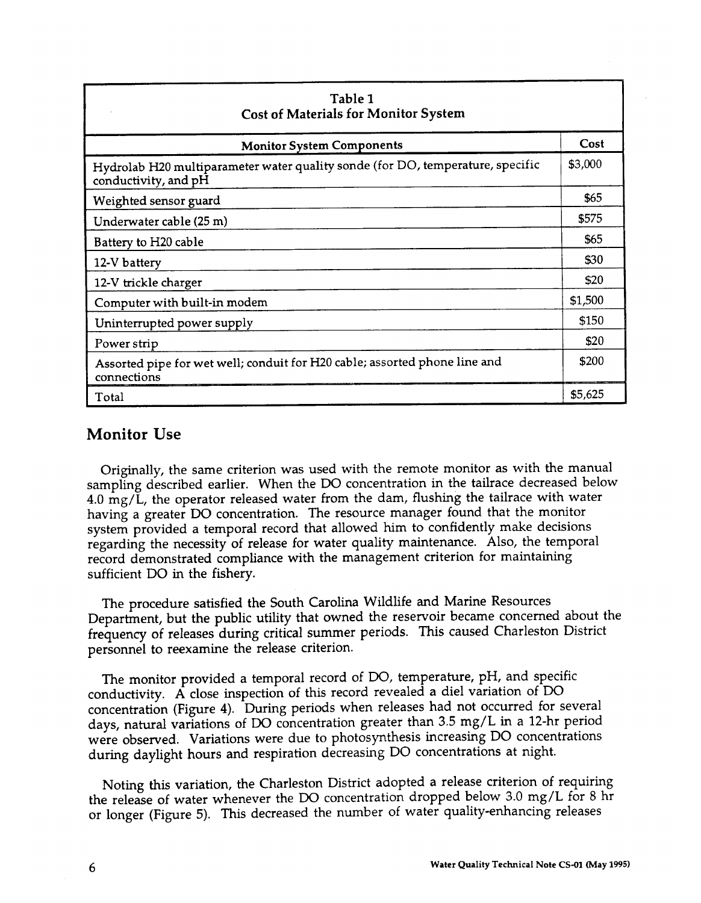**Table 1**
**Cost of Materials for Monitor System**

| Monitor System Components | Cost |
|---|---|
| Hydrolab H20 multiparameter water quality sonde (for DO, temperature, specific conductivity, and pH | $3,000 |
| Weighted sensor guard | $65 |
| Underwater cable (25 m) | $575 |
| Battery to H20 cable | $65 |
| 12-V battery | $30 |
| 12-V trickle charger | $20 |
| Computer with built-in modem | $1,500 |
| Uninterrupted power supply | $150 |
| Power strip | $20 |
| Assorted pipe for wet well; conduit for H20 cable; assorted phone line and connections | $200 |
| Total | $5,625 |

## Monitor Use

Originally, the same criterion was used with the remote monitor as with the manual sampling described earlier. When the DO concentration in the tailrace decreased below 4.0 mg/L, the operator released water from the dam, flushing the tailrace with water having a greater DO concentration. The resource manager found that the monitor system provided a temporal record that allowed him to confidently make decisions regarding the necessity of release for water quality maintenance. Also, the temporal record demonstrated compliance with the management criterion for maintaining sufficient DO in the fishery.

The procedure satisfied the South Carolina Wildlife and Marine Resources Department, but the public utility that owned the reservoir became concerned about the frequency of releases during critical summer periods. This caused Charleston District personnel to reexamine the release criterion.

The monitor provided a temporal record of DO, temperature, pH, and specific conductivity. A close inspection of this record revealed a diel variation of DO concentration (Figure 4). During periods when releases had not occurred for several days, natural variations of DO concentration greater than 3.5 mg/L in a 12-hr period were observed. Variations were due to photosynthesis increasing DO concentrations during daylight hours and respiration decreasing DO concentrations at night.

Noting this variation, the Charleston District adopted a release criterion of requiring the release of water whenever the DO concentration dropped below 3.0 mg/L for 8 hr or longer (Figure 5). This decreased the number of water quality-enhancing releases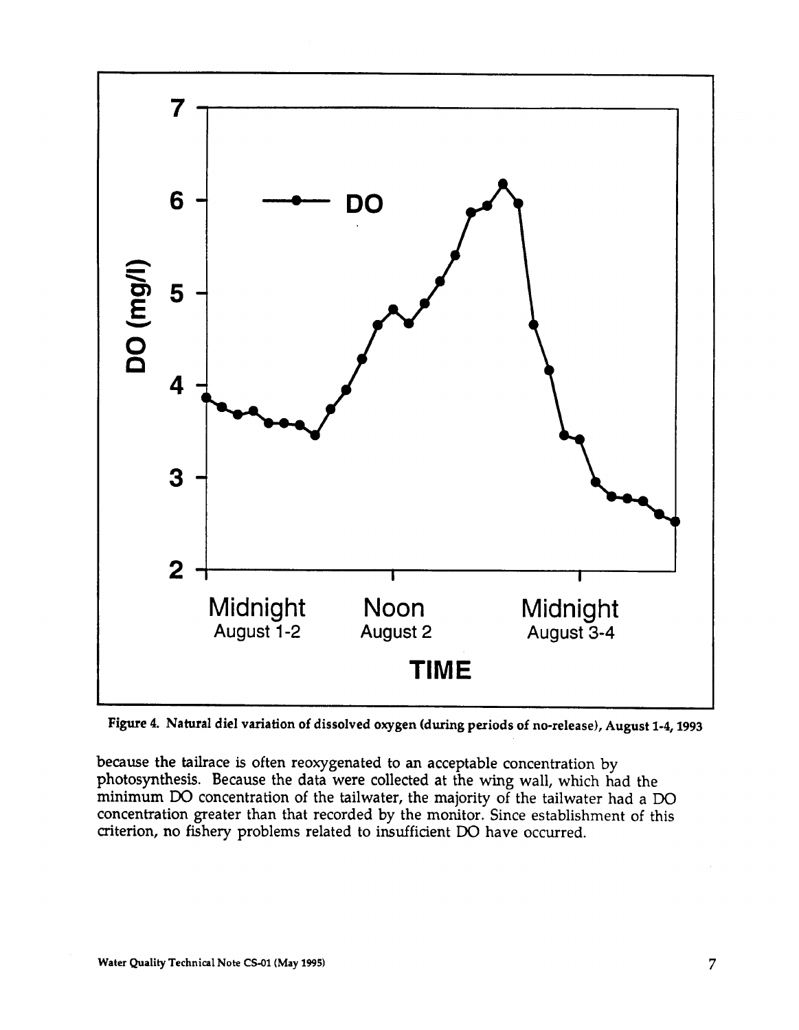Figure 4. Natural diel variation of dissolved oxygen (during periods of no-release), August 1-4, 1993

because the tailrace is often reoxygenated to an acceptable concentration by photosynthesis. Because the data were collected at the wing wall, which had the minimum DO concentration of the tailwater, the majority of the tailwater had a DO concentration greater than that recorded by the monitor. Since establishment of this criterion, no fishery problems related to insufficient DO have occurred.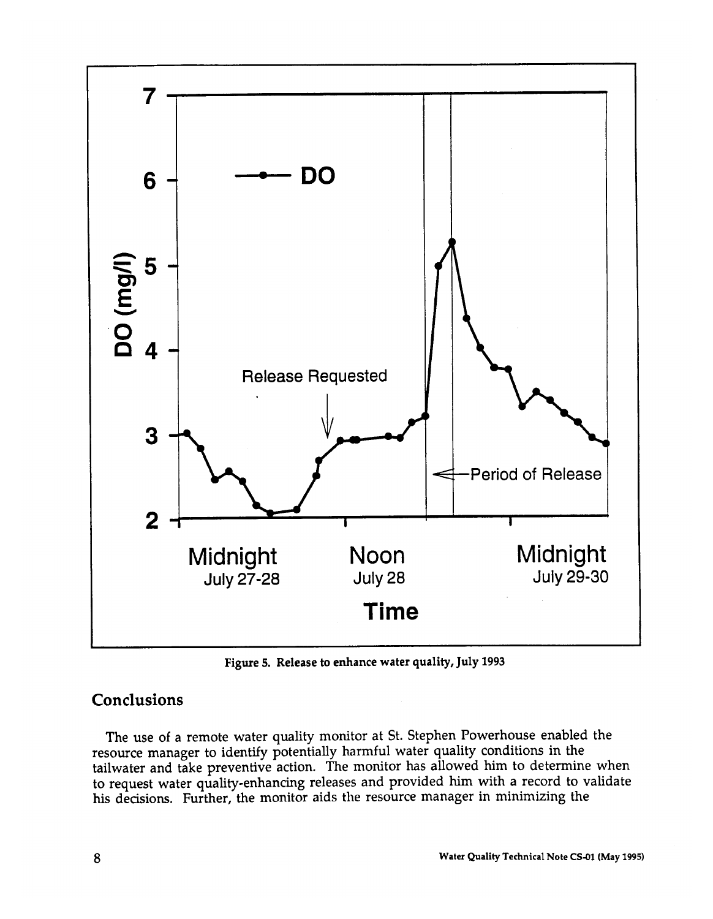Figure 5. Release to enhance water quality, July 1993

## Conclusions

The use of a remote water quality monitor at St. Stephen Powerhouse enabled the resource manager to identify potentially harmful water quality conditions in the tailwater and take preventive action. The monitor has allowed him to determine when to request water quality-enhancing releases and provided him with a record to validate his decisions. Further, the monitor aids the resource manager in minimizing the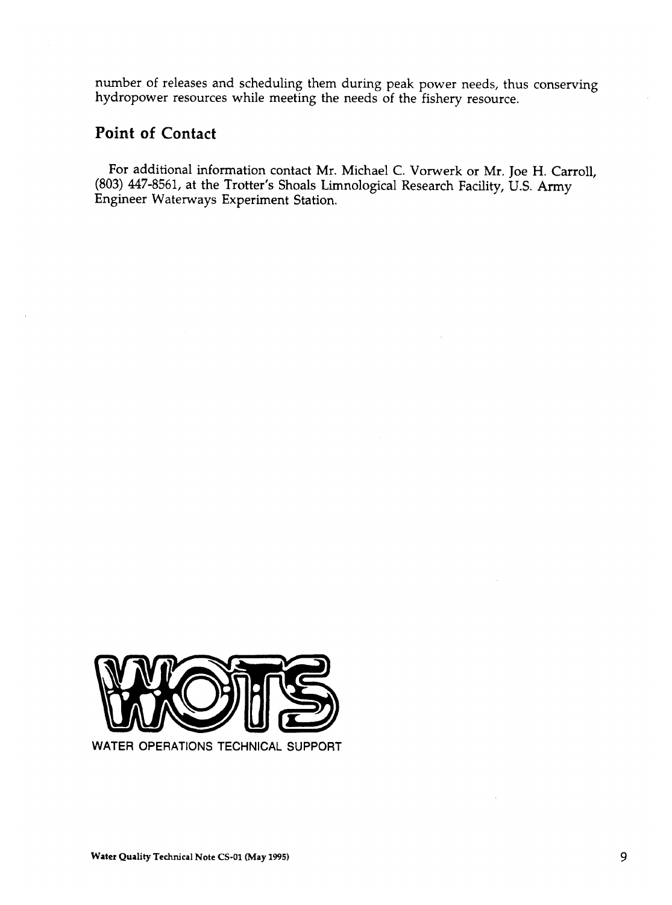number of releases and scheduling them during peak power needs, thus conserving hydropower resources while meeting the needs of the fishery resource.

## Point of Contact

For additional information contact Mr. Michael C. Vorwerk or Mr. Joe H. Carroll, (803) 447-8561, at the Trotter's Shoals Limnological Research Facility, U.S. Army Engineer Waterways Experiment Station.

WOTS

WATER OPERATIONS TECHNICAL SUPPORT

Water Quality Technical Note CS-01 (May 1995)